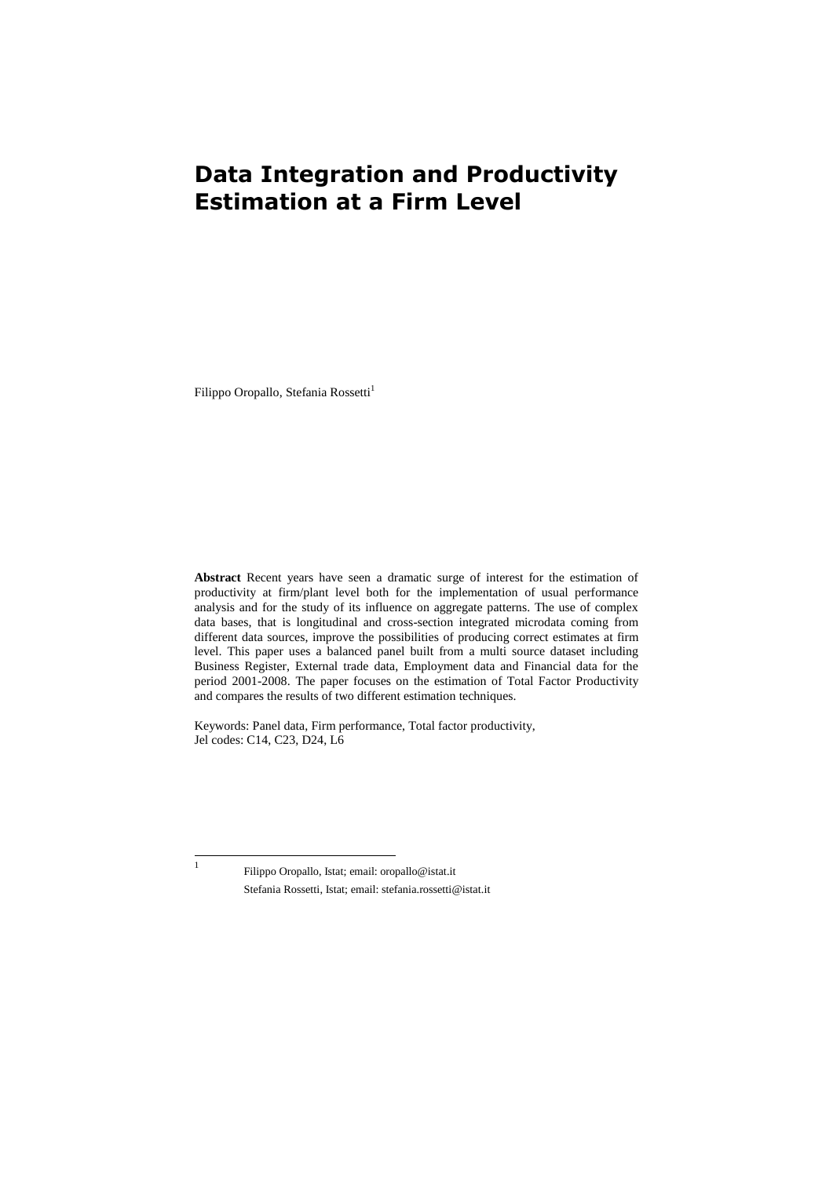# Data Integration and Productivity Estimation at a Firm Level

Filippo Oropallo, Stefania Rossetti[1]

**Abstract** Recent years have seen a dramatic surge of interest for the estimation of productivity at firm/plant level both for the implementation of usual performance analysis and for the study of its influence on aggregate patterns. The use of complex data bases, that is longitudinal and cross-section integrated microdata coming from different data sources, improve the possibilities of producing correct estimates at firm level. This paper uses a balanced panel built from a multi source dataset including Business Register, External trade data, Employment data and Financial data for the period 2001-2008. The paper focuses on the estimation of Total Factor Productivity and compares the results of two different estimation techniques.

Keywords: Panel data, Firm performance, Total factor productivity,
Jel codes: C14, C23, D24, L6

---

[1] Filippo Oropallo, Istat; email: oropallo@istat.it
Stefania Rossetti, Istat; email: stefania.rossetti@istat.it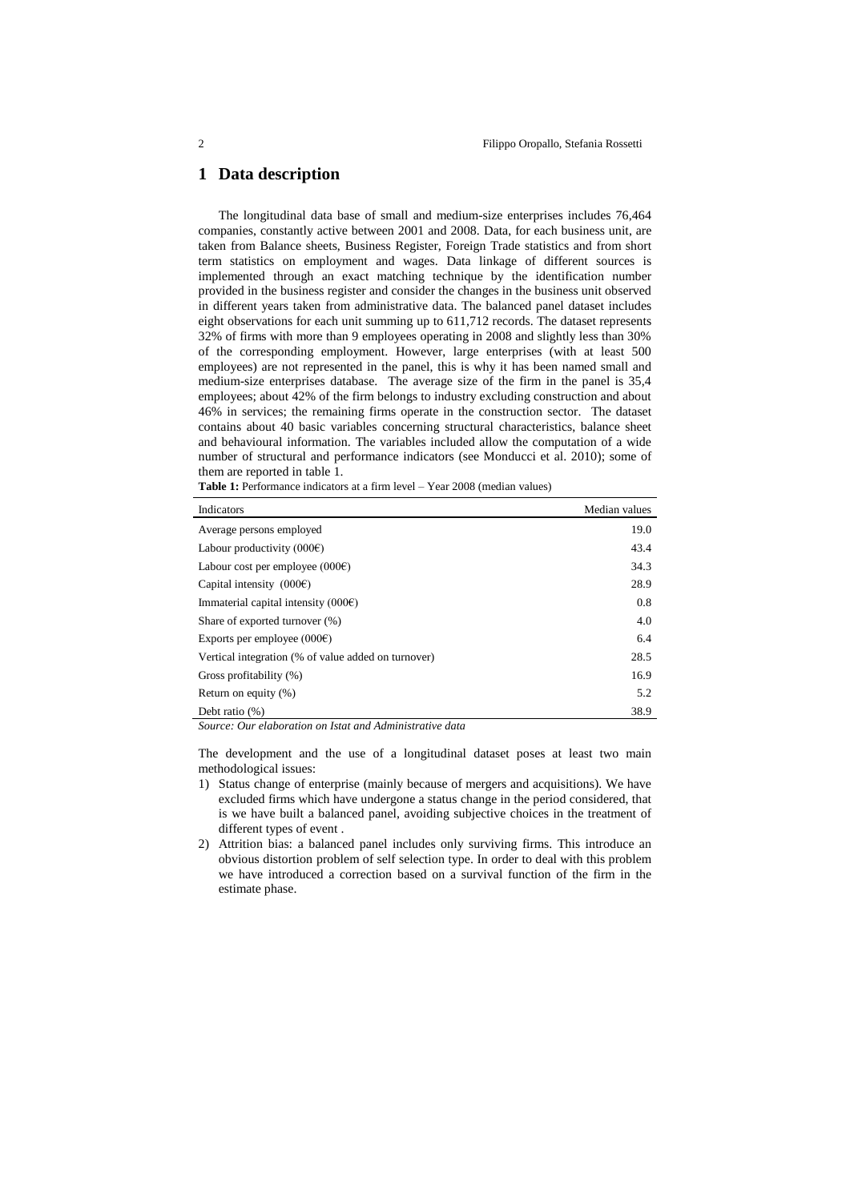# 1 Data description

The longitudinal data base of small and medium-size enterprises includes 76,464 companies, constantly active between 2001 and 2008. Data, for each business unit, are taken from Balance sheets, Business Register, Foreign Trade statistics and from short term statistics on employment and wages. Data linkage of different sources is implemented through an exact matching technique by the identification number provided in the business register and consider the changes in the business unit observed in different years taken from administrative data. The balanced panel dataset includes eight observations for each unit summing up to 611,712 records. The dataset represents 32% of firms with more than 9 employees operating in 2008 and slightly less than 30% of the corresponding employment. However, large enterprises (with at least 500 employees) are not represented in the panel, this is why it has been named small and medium-size enterprises database. The average size of the firm in the panel is 35,4 employees; about 42% of the firm belongs to industry excluding construction and about 46% in services; the remaining firms operate in the construction sector. The dataset contains about 40 basic variables concerning structural characteristics, balance sheet and behavioural information. The variables included allow the computation of a wide number of structural and performance indicators (see Monducci et al. 2010); some of them are reported in table 1.

**Table 1:** Performance indicators at a firm level – Year 2008 (median values)

| Indicators | Median values |
|---|---|
| Average persons employed | 19.0 |
| Labour productivity (000€) | 43.4 |
| Labour cost per employee (000€) | 34.3 |
| Capital intensity (000€) | 28.9 |
| Immaterial capital intensity (000€) | 0.8 |
| Share of exported turnover (%) | 4.0 |
| Exports per employee (000€) | 6.4 |
| Vertical integration (% of value added on turnover) | 28.5 |
| Gross profitability (%) | 16.9 |
| Return on equity (%) | 5.2 |
| Debt ratio (%) | 38.9 |

*Source: Our elaboration on Istat and Administrative data*

The development and the use of a longitudinal dataset poses at least two main methodological issues:

1) Status change of enterprise (mainly because of mergers and acquisitions). We have excluded firms which have undergone a status change in the period considered, that is we have built a balanced panel, avoiding subjective choices in the treatment of different types of event .
2) Attrition bias: a balanced panel includes only surviving firms. This introduce an obvious distortion problem of self selection type. In order to deal with this problem we have introduced a correction based on a survival function of the firm in the estimate phase.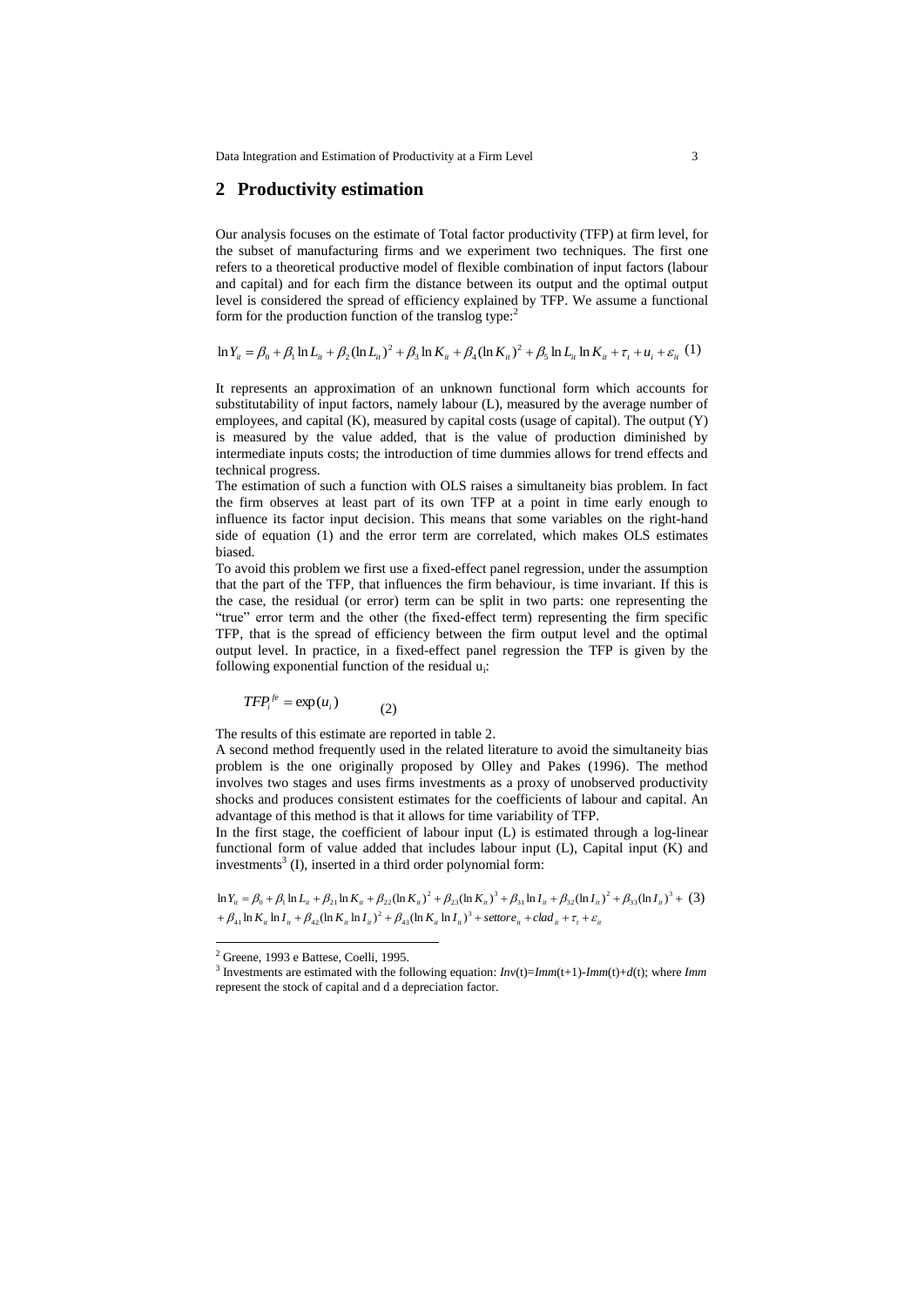## 2 Productivity estimation

Our analysis focuses on the estimate of Total factor productivity (TFP) at firm level, for the subset of manufacturing firms and we experiment two techniques. The first one refers to a theoretical productive model of flexible combination of input factors (labour and capital) and for each firm the distance between its output and the optimal output level is considered the spread of efficiency explained by TFP. We assume a functional form for the production function of the translog type:[2]

$$\ln Y_{it} = \beta_0 + \beta_1 \ln L_{it} + \beta_2 (\ln L_{it})^2 + \beta_3 \ln K_{it} + \beta_4 (\ln K_{it})^2 + \beta_5 \ln L_{it} \ln K_{it} + \tau_t + u_i + \varepsilon_{it} \quad (1)$$

It represents an approximation of an unknown functional form which accounts for substitutability of input factors, namely labour (L), measured by the average number of employees, and capital (K), measured by capital costs (usage of capital). The output (Y) is measured by the value added, that is the value of production diminished by intermediate inputs costs; the introduction of time dummies allows for trend effects and technical progress.

The estimation of such a function with OLS raises a simultaneity bias problem. In fact the firm observes at least part of its own TFP at a point in time early enough to influence its factor input decision. This means that some variables on the right-hand side of equation (1) and the error term are correlated, which makes OLS estimates biased.

To avoid this problem we first use a fixed-effect panel regression, under the assumption that the part of the TFP, that influences the firm behaviour, is time invariant. If this is the case, the residual (or error) term can be split in two parts: one representing the "true" error term and the other (the fixed-effect term) representing the firm specific TFP, that is the spread of efficiency between the firm output level and the optimal output level. In practice, in a fixed-effect panel regression the TFP is given by the following exponential function of the residual $u_i$:

$$TFP_i^{fe} = \exp(u_i) \quad (2)$$

The results of this estimate are reported in table 2.

A second method frequently used in the related literature to avoid the simultaneity bias problem is the one originally proposed by Olley and Pakes (1996). The method involves two stages and uses firms investments as a proxy of unobserved productivity shocks and produces consistent estimates for the coefficients of labour and capital. An advantage of this method is that it allows for time variability of TFP.

In the first stage, the coefficient of labour input (L) is estimated through a log-linear functional form of value added that includes labour input (L), Capital input (K) and investments[3] (I), inserted in a third order polynomial form:

$$\begin{aligned}\ln Y_{it} = {} & \beta_0 + \beta_1 \ln L_{it} + \beta_{21} \ln K_{it} + \beta_{22} (\ln K_{it})^2 + \beta_{23} (\ln K_{it})^3 + \beta_{31} \ln I_{it} + \beta_{32} (\ln I_{it})^2 + \beta_{33} (\ln I_{it})^3 + \\ & + \beta_{41} \ln K_{it} \ln I_{it} + \beta_{42} (\ln K_{it} \ln I_{it})^2 + \beta_{43} (\ln K_{it} \ln I_{it})^3 + settore_{it} + clad_{it} + \tau_t + \varepsilon_{it}\end{aligned} \quad (3)$$

---

[2] Greene, 1993 e Battese, Coelli, 1995.

[3] Investments are estimated with the following equation: *Inv*(t)=*Imm*(t+1)-*Imm*(t)+*d*(t); where *Imm* represent the stock of capital and d a depreciation factor.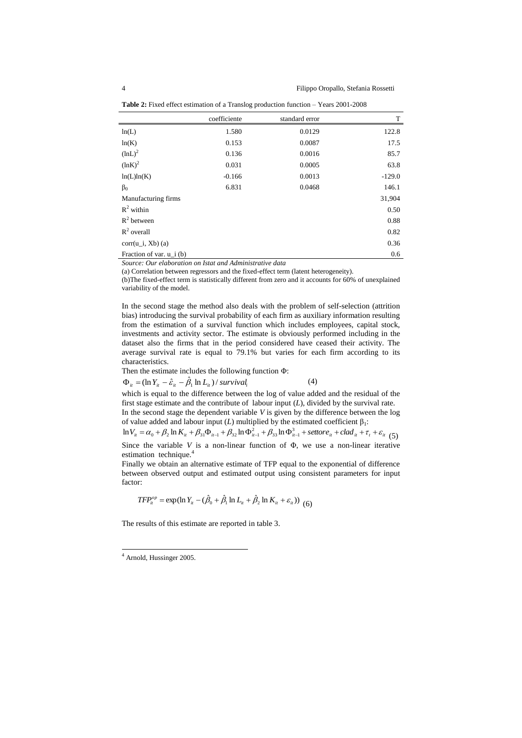**Table 2:** Fixed effect estimation of a Translog production function – Years 2001-2008

| | coefficiente | standard error | T |
|---|---|---|---|
| ln(L) | 1.580 | 0.0129 | 122.8 |
| ln(K) | 0.153 | 0.0087 | 17.5 |
| $(\ln L)^2$ | 0.136 | 0.0016 | 85.7 |
| $(\ln K)^2$ | 0.031 | 0.0005 | 63.8 |
| ln(L)ln(K) | -0.166 | 0.0013 | -129.0 |
| $\beta_0$ | 6.831 | 0.0468 | 146.1 |
| Manufacturing firms | | | 31,904 |
| $R^2$ within | | | 0.50 |
| $R^2$ between | | | 0.88 |
| $R^2$ overall | | | 0.82 |
| corr(u_i, Xb) (a) | | | 0.36 |
| Fraction of var. u_i (b) | | | 0.6 |

*Source: Our elaboration on Istat and Administrative data*

(a) Correlation between regressors and the fixed-effect term (latent heterogeneity).

(b)The fixed-effect term is statistically different from zero and it accounts for 60% of unexplained variability of the model.

In the second stage the method also deals with the problem of self-selection (attrition bias) introducing the survival probability of each firm as auxiliary information resulting from the estimation of a survival function which includes employees, capital stock, investments and activity sector. The estimate is obviously performed including in the dataset also the firms that in the period considered have ceased their activity. The average survival rate is equal to 79.1% but varies for each firm according to its characteristics.

Then the estimate includes the following function $\Phi$:

$$\Phi_{it} = (\ln Y_{it} - \hat{\varepsilon}_{it} - \hat{\beta}_1 \ln L_{it}) / survival_i \qquad (4)$$

which is equal to the difference between the log of value added and the residual of the first stage estimate and the contribute of labour input ($L$), divided by the survival rate.

In the second stage the dependent variable $V$ is given by the difference between the log of value added and labour input ($L$) multiplied by the estimated coefficient $\beta_1$:

$$\ln V_{it} = \alpha_0 + \beta_2 \ln K_{it} + \beta_{31}\Phi_{it-1} + \beta_{32} \ln \Phi^2_{it-1} + \beta_{33} \ln \Phi^3_{it-1} + settore_{it} + clad_{it} + \tau_t + \varepsilon_{it} \qquad (5)$$

Since the variable $V$ is a non-linear function of $\Phi$, we use a non-linear iterative estimation technique.[4]

Finally we obtain an alternative estimate of TFP equal to the exponential of difference between observed output and estimated output using consistent parameters for input factor:

$$TFP^{op}_{it} = \exp(\ln Y_{it} - (\hat{\beta}_0 + \hat{\beta}_1 \ln L_{it} + \hat{\beta}_2 \ln K_{it} + \varepsilon_{it})) \qquad (6)$$

The results of this estimate are reported in table 3.

[4] Arnold, Hussinger 2005.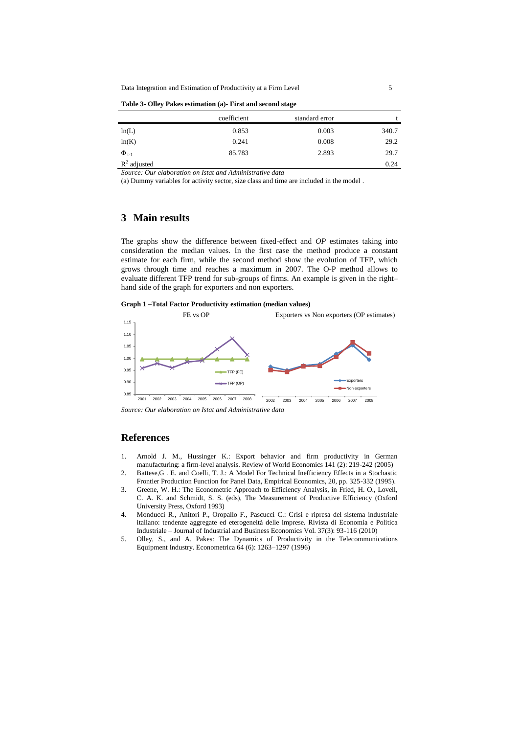**Table 3- Olley Pakes estimation (a)- First and second stage**

| | coefficient | standard error | t |
|---|---|---|---|
| ln(L) | 0.853 | 0.003 | 340.7 |
| ln(K) | 0.241 | 0.008 | 29.2 |
| $\Phi_{t-1}$ | 85.783 | 2.893 | 29.7 |
| $R^2$ adjusted | | | 0.24 |

*Source: Our elaboration on Istat and Administrative data*

(a) Dummy variables for activity sector, size class and time are included in the model .

## 3 Main results

The graphs show the difference between fixed-effect and *OP* estimates taking into consideration the median values. In the first case the method produce a constant estimate for each firm, while the second method show the evolution of TFP, which grows through time and reaches a maximum in 2007. The O-P method allows to evaluate different TFP trend for sub-groups of firms. An example is given in the right–hand side of the graph for exporters and non exporters.

**Graph 1 –Total Factor Productivity estimation (median values)**

FE vs OP

1.15
1.10
1.05
1.00
0.95
0.90
0.85

2001 2002 2003 2004 2005 2006 2007 2008

TFP (FE)
TFP (OP)

Exporters vs Non exporters (OP estimates)

2002 2003 2004 2005 2006 2007 2008

Exporters
Non exporters

*Source: Our elaboration on Istat and Administrative data*

## References

1. Arnold J. M., Hussinger K.: Export behavior and firm productivity in German manufacturing: a firm-level analysis. Review of World Economics 141 (2): 219-242 (2005)
2. Battese,G . E. and Coelli, T. J.: A Model For Technical Inefficiency Effects in a Stochastic Frontier Production Function for Panel Data, Empirical Economics, 20, pp. 325-332 (1995).
3. Greene, W. H.: The Econometric Approach to Efficiency Analysis, in Fried, H. O., Lovell, C. A. K. and Schmidt, S. S. (eds), The Measurement of Productive Efficiency (Oxford University Press, Oxford 1993)
4. Monducci R., Anitori P., Oropallo F., Pascucci C.: Crisi e ripresa del sistema industriale italiano: tendenze aggregate ed eterogeneità delle imprese. Rivista di Economia e Politica Industriale – Journal of Industrial and Business Economics Vol. 37(3): 93-116 (2010)
5. Olley, S., and A. Pakes: The Dynamics of Productivity in the Telecommunications Equipment Industry. Econometrica 64 (6): 1263–1297 (1996)